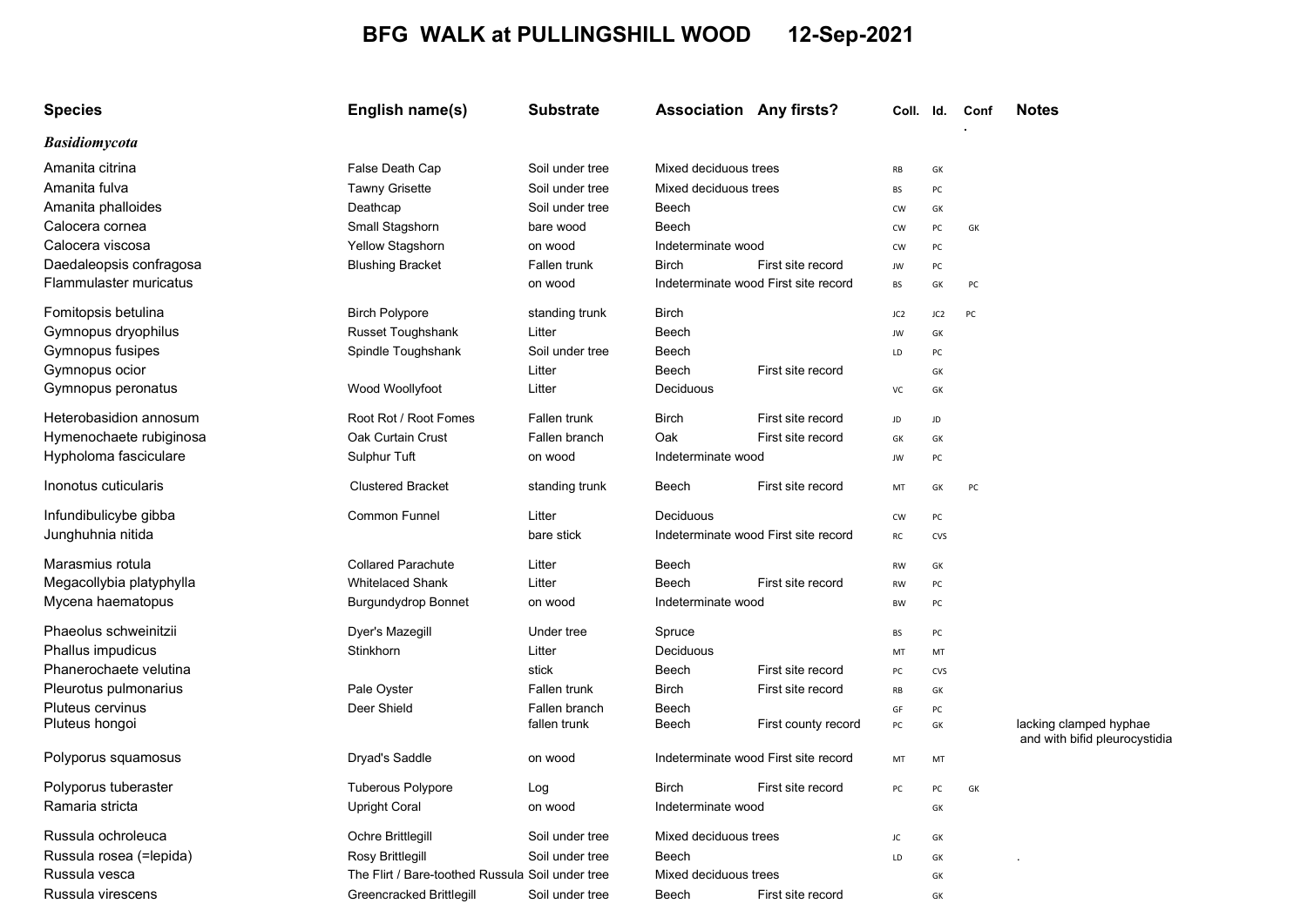# BFG WALK at PULLINGSHILL WOOD 12-Sep-2021

| Species | English name(s) | Substrate | Association | Any firsts? | Coll. | Id. | Conf. | Notes |
|---|---|---|---|---|---|---|---|---|
| ***Basidiomycota*** | | | | | | | | |
| Amanita citrina | False Death Cap | Soil under tree | Mixed deciduous trees | | RB | GK | | |
| Amanita fulva | Tawny Grisette | Soil under tree | Mixed deciduous trees | | BS | PC | | |
| Amanita phalloides | Deathcap | Soil under tree | Beech | | CW | GK | | |
| Calocera cornea | Small Stagshorn | bare wood | Beech | | CW | PC | GK | |
| Calocera viscosa | Yellow Stagshorn | on wood | Indeterminate wood | | CW | PC | | |
| Daedaleopsis confragosa | Blushing Bracket | Fallen trunk | Birch | First site record | JW | PC | | |
| Flammulaster muricatus | | on wood | Indeterminate wood | First site record | BS | GK | PC | |
| Fomitopsis betulina | Birch Polypore | standing trunk | Birch | | JC2 | JC2 | PC | |
| Gymnopus dryophilus | Russet Toughshank | Litter | Beech | | JW | GK | | |
| Gymnopus fusipes | Spindle Toughshank | Soil under tree | Beech | | LD | PC | | |
| Gymnopus ocior | | Litter | Beech | First site record | | GK | | |
| Gymnopus peronatus | Wood Woollyfoot | Litter | Deciduous | | VC | GK | | |
| Heterobasidion annosum | Root Rot / Root Fomes | Fallen trunk | Birch | First site record | JD | JD | | |
| Hymenochaete rubiginosa | Oak Curtain Crust | Fallen branch | Oak | First site record | GK | GK | | |
| Hypholoma fasciculare | Sulphur Tuft | on wood | Indeterminate wood | | JW | PC | | |
| Inonotus cuticularis | Clustered Bracket | standing trunk | Beech | First site record | MT | GK | PC | |
| Infundibulicybe gibba | Common Funnel | Litter | Deciduous | | CW | PC | | |
| Junghuhnia nitida | | bare stick | Indeterminate wood | First site record | RC | CVS | | |
| Marasmius rotula | Collared Parachute | Litter | Beech | | RW | GK | | |
| Megacollybia platyphylla | Whitelaced Shank | Litter | Beech | First site record | RW | PC | | |
| Mycena haematopus | Burgundydrop Bonnet | on wood | Indeterminate wood | | BW | PC | | |
| Phaeolus schweinitzii | Dyer's Mazegill | Under tree | Spruce | | BS | PC | | |
| Phallus impudicus | Stinkhorn | Litter | Deciduous | | MT | MT | | |
| Phanerochaete velutina | | stick | Beech | First site record | PC | CVS | | |
| Pleurotus pulmonarius | Pale Oyster | Fallen trunk | Birch | First site record | RB | GK | | |
| Pluteus cervinus | Deer Shield | Fallen branch | Beech | | GF | PC | | |
| Pluteus hongoi | | fallen trunk | Beech | First county record | PC | GK | | lacking clamped hyphae and with bifid pleurocystidia |
| Polyporus squamosus | Dryad's Saddle | on wood | Indeterminate wood | First site record | MT | MT | | |
| Polyporus tuberaster | Tuberous Polypore | Log | Birch | First site record | PC | PC | GK | |
| Ramaria stricta | Upright Coral | on wood | Indeterminate wood | | | GK | | |
| Russula ochroleuca | Ochre Brittlegill | Soil under tree | Mixed deciduous trees | | JC | GK | | |
| Russula rosea (=lepida) | Rosy Brittlegill | Soil under tree | Beech | | LD | GK | | . |
| Russula vesca | The Flirt / Bare-toothed Russula | Soil under tree | Mixed deciduous trees | | | GK | | |
| Russula virescens | Greencracked Brittlegill | Soil under tree | Beech | First site record | | GK | | |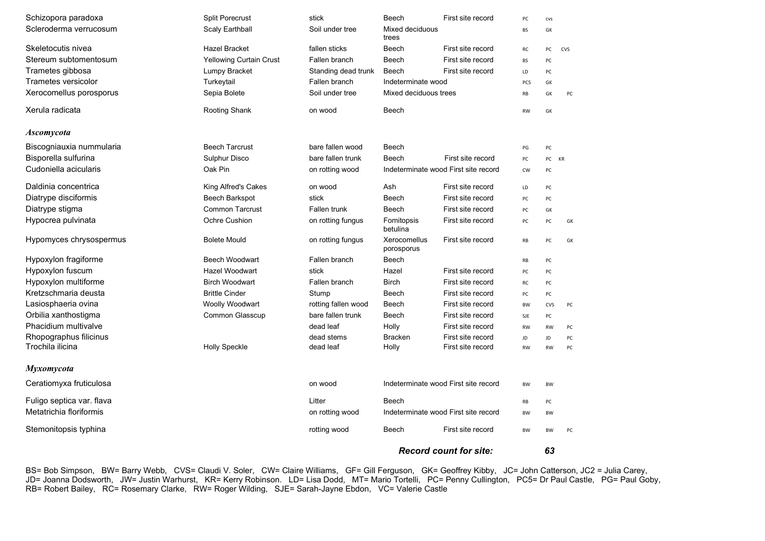| | | | | | | | |
|---|---|---|---|---|---|---|---|
| Schizopora paradoxa | Split Porecrust | stick | Beech | First site record | PC | CVS | |
| Scleroderma verrucosum | Scaly Earthball | Soil under tree | Mixed deciduous trees | | BS | GK | |
| Skeletocutis nivea | Hazel Bracket | fallen sticks | Beech | First site record | RC | PC | CVS |
| Stereum subtomentosum | Yellowing Curtain Crust | Fallen branch | Beech | First site record | BS | PC | |
| Trametes gibbosa | Lumpy Bracket | Standing dead trunk | Beech | First site record | LD | PC | |
| Trametes versicolor | Turkeytail | Fallen branch | Indeterminate wood | | PC5 | GK | |
| Xerocomellus porosporus | Sepia Bolete | Soil under tree | Mixed deciduous trees | | RB | GK | PC |
| Xerula radicata | Rooting Shank | on wood | Beech | | RW | GK | |
| ***Ascomycota*** | | | | | | | |
| Biscogniauxia nummularia | Beech Tarcrust | bare fallen wood | Beech | | PG | PC | |
| Bisporella sulfurina | Sulphur Disco | bare fallen trunk | Beech | First site record | PC | PC | KR |
| Cudoniella acicularis | Oak Pin | on rotting wood | Indeterminate wood | First site record | CW | PC | |
| Daldinia concentrica | King Alfred's Cakes | on wood | Ash | First site record | LD | PC | |
| Diatrype disciformis | Beech Barkspot | stick | Beech | First site record | PC | PC | |
| Diatrype stigma | Common Tarcrust | Fallen trunk | Beech | First site record | PC | GK | |
| Hypocrea pulvinata | Ochre Cushion | on rotting fungus | Fomitopsis betulina | First site record | PC | PC | GK |
| Hypomyces chrysospermus | Bolete Mould | on rotting fungus | Xerocomellus porosporus | First site record | RB | PC | GK |
| Hypoxylon fragiforme | Beech Woodwart | Fallen branch | Beech | | RB | PC | |
| Hypoxylon fuscum | Hazel Woodwart | stick | Hazel | First site record | PC | PC | |
| Hypoxylon multiforme | Birch Woodwart | Fallen branch | Birch | First site record | RC | PC | |
| Kretzschmaria deusta | Brittle Cinder | Stump | Beech | First site record | PC | PC | |
| Lasiosphaeria ovina | Woolly Woodwart | rotting fallen wood | Beech | First site record | BW | CVS | PC |
| Orbilia xanthostigma | Common Glasscup | bare fallen trunk | Beech | First site record | SJE | PC | |
| Phacidium multivalve | | dead leaf | Holly | First site record | RW | RW | PC |
| Rhopographus filicinus | | dead stems | Bracken | First site record | JD | JD | PC |
| Trochila ilicina | Holly Speckle | dead leaf | Holly | First site record | RW | RW | PC |
| ***Myxomycota*** | | | | | | | |
| Ceratiomyxa fruticulosa | | on wood | Indeterminate wood | First site record | BW | BW | |
| Fuligo septica var. flava | | Litter | Beech | | RB | PC | |
| Metatrichia floriformis | | on rotting wood | Indeterminate wood | First site record | BW | BW | |
| Stemonitopsis typhina | | rotting wood | Beech | First site record | BW | BW | PC |
| | | | | ***Record count for site:*** | | **63** | |

BS= Bob Simpson, BW= Barry Webb, CVS= Claudi V. Soler, CW= Claire Williams, GF= Gill Ferguson, GK= Geoffrey Kibby, JC= John Catterson, JC2 = Julia Carey, JD= Joanna Dodsworth, JW= Justin Warhurst, KR= Kerry Robinson. LD= Lisa Dodd, MT= Mario Tortelli, PC= Penny Cullington, PC5= Dr Paul Castle, PG= Paul Goby, RB= Robert Bailey, RC= Rosemary Clarke, RW= Roger Wilding, SJE= Sarah-Jayne Ebdon, VC= Valerie Castle